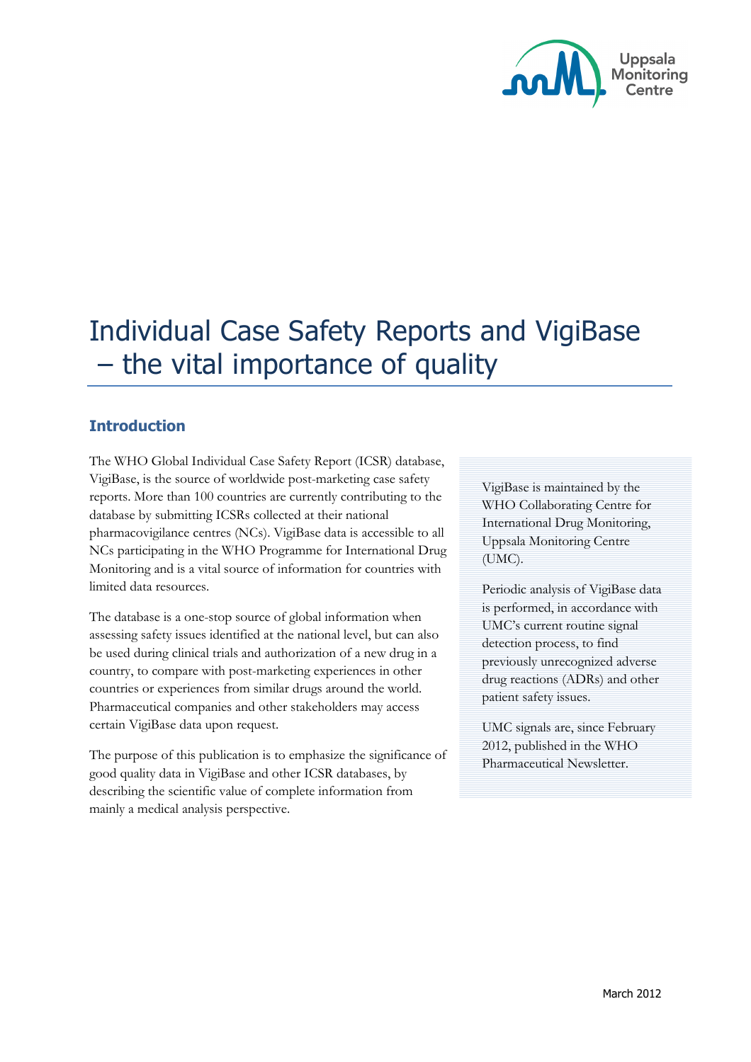# Individual Case Safety Reports and VigiBase – the vital importance of quality

## Introduction

The WHO Global Individual Case Safety Report (ICSR) database, VigiBase, is the source of worldwide post-marketing case safety reports. More than 100 countries are currently contributing to the database by submitting ICSRs collected at their national pharmacovigilance centres (NCs). VigiBase data is accessible to all NCs participating in the WHO Programme for International Drug Monitoring and is a vital source of information for countries with limited data resources.

The database is a one-stop source of global information when assessing safety issues identified at the national level, but can also be used during clinical trials and authorization of a new drug in a country, to compare with post-marketing experiences in other countries or experiences from similar drugs around the world. Pharmaceutical companies and other stakeholders may access certain VigiBase data upon request.

The purpose of this publication is to emphasize the significance of good quality data in VigiBase and other ICSR databases, by describing the scientific value of complete information from mainly a medical analysis perspective.

VigiBase is maintained by the WHO Collaborating Centre for International Drug Monitoring, Uppsala Monitoring Centre (UMC).

Periodic analysis of VigiBase data is performed, in accordance with UMC's current routine signal detection process, to find previously unrecognized adverse drug reactions (ADRs) and other patient safety issues.

UMC signals are, since February 2012, published in the WHO Pharmaceutical Newsletter.

March 2012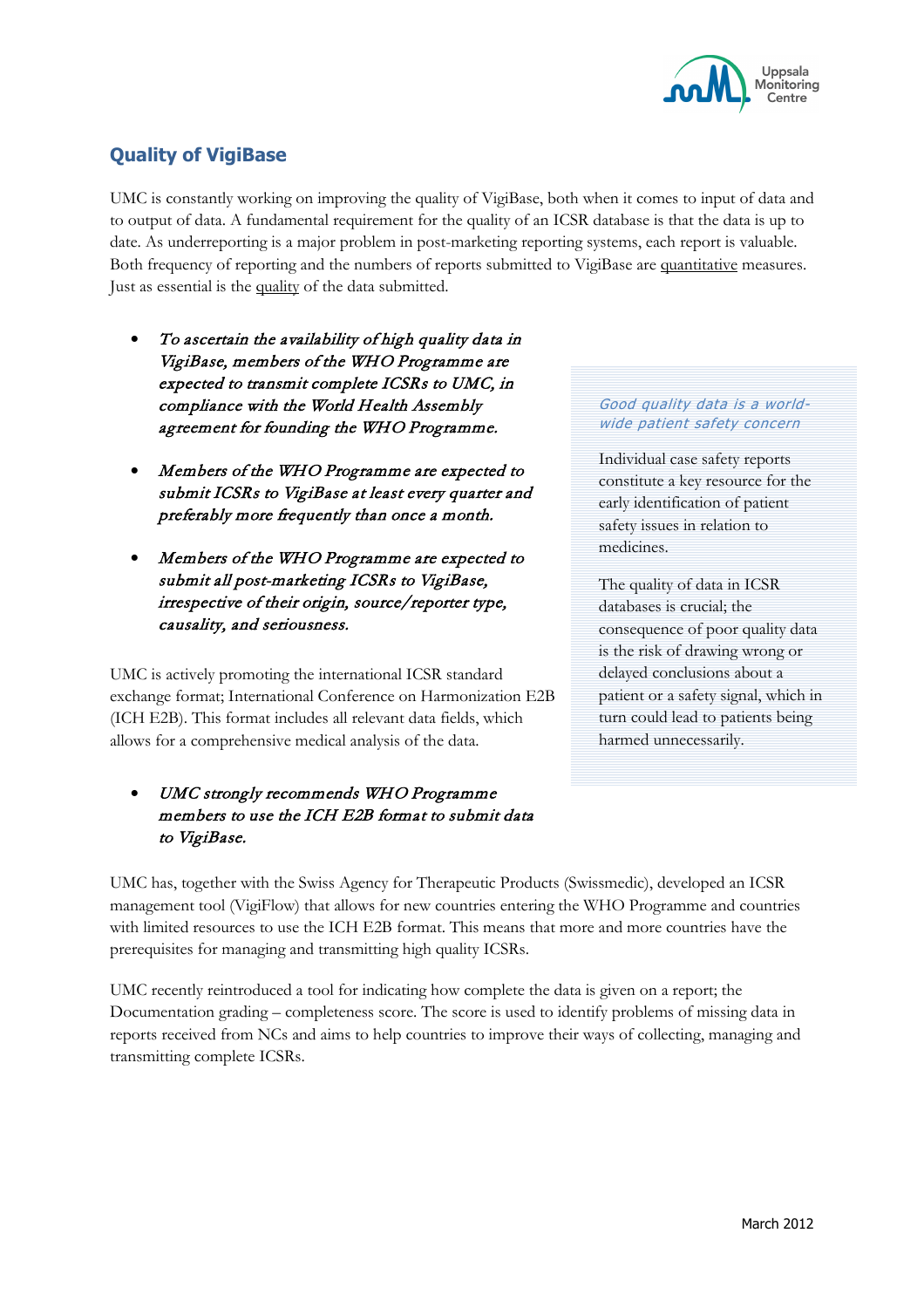## Quality of VigiBase

UMC is constantly working on improving the quality of VigiBase, both when it comes to input of data and to output of data. A fundamental requirement for the quality of an ICSR database is that the data is up to date. As underreporting is a major problem in post-marketing reporting systems, each report is valuable. Both frequency of reporting and the numbers of reports submitted to VigiBase are quantitative measures. Just as essential is the quality of the data submitted.

- *To ascertain the availability of high quality data in VigiBase, members of the WHO Programme are expected to transmit complete ICSRs to UMC, in compliance with the World Health Assembly agreement for founding the WHO Programme.*

- *Members of the WHO Programme are expected to submit ICSRs to VigiBase at least every quarter and preferably more frequently than once a month.*

- *Members of the WHO Programme are expected to submit all post-marketing ICSRs to VigiBase, irrespective of their origin, source/reporter type, causality, and seriousness.*

UMC is actively promoting the international ICSR standard exchange format; International Conference on Harmonization E2B (ICH E2B). This format includes all relevant data fields, which allows for a comprehensive medical analysis of the data.

- *UMC strongly recommends WHO Programme members to use the ICH E2B format to submit data to VigiBase.*

*Good quality data is a world-wide patient safety concern*

Individual case safety reports constitute a key resource for the early identification of patient safety issues in relation to medicines.

The quality of data in ICSR databases is crucial; the consequence of poor quality data is the risk of drawing wrong or delayed conclusions about a patient or a safety signal, which in turn could lead to patients being harmed unnecessarily.

UMC has, together with the Swiss Agency for Therapeutic Products (Swissmedic), developed an ICSR management tool (VigiFlow) that allows for new countries entering the WHO Programme and countries with limited resources to use the ICH E2B format. This means that more and more countries have the prerequisites for managing and transmitting high quality ICSRs.

UMC recently reintroduced a tool for indicating how complete the data is given on a report; the Documentation grading – completeness score. The score is used to identify problems of missing data in reports received from NCs and aims to help countries to improve their ways of collecting, managing and transmitting complete ICSRs.

March 2012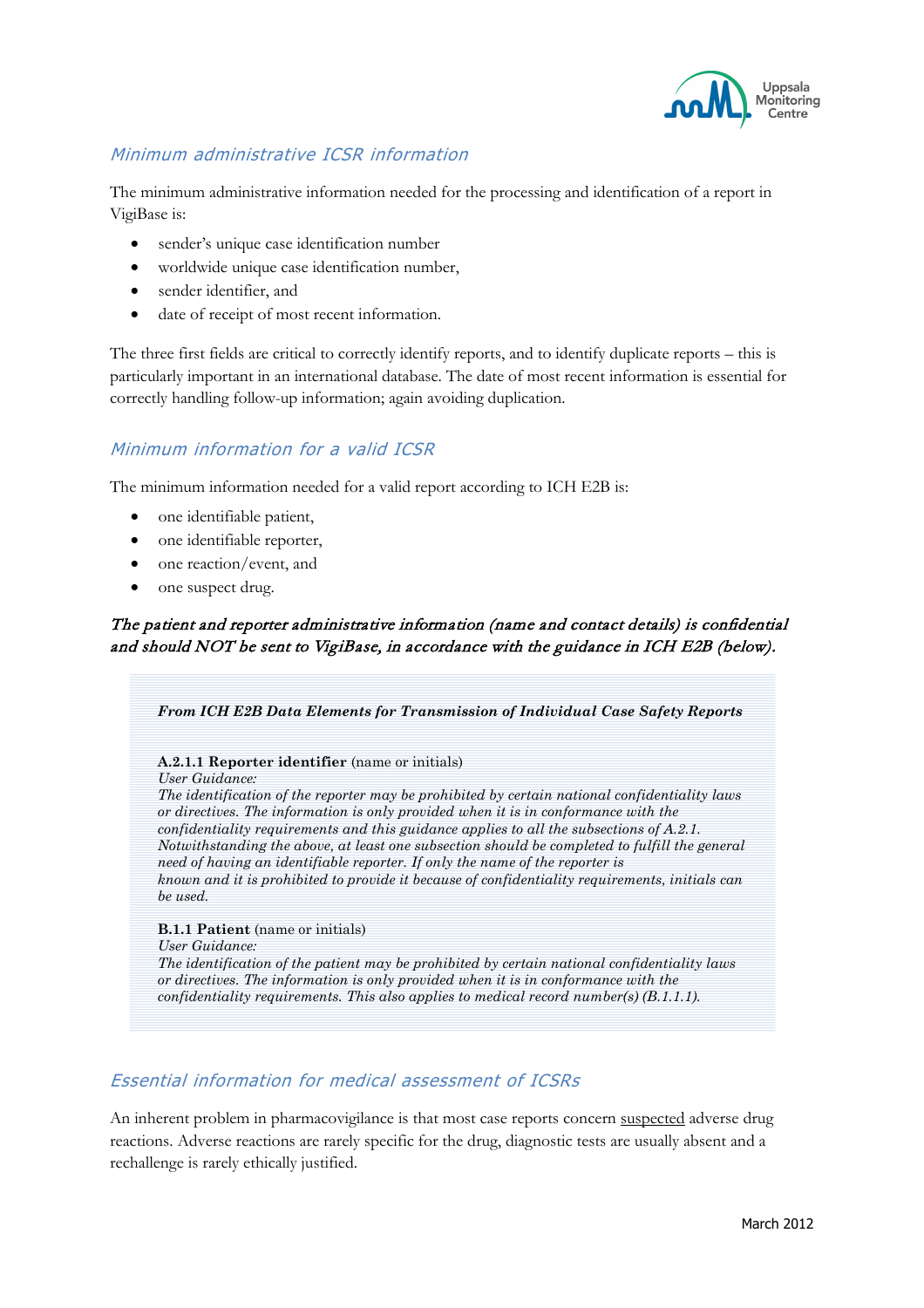## *Minimum administrative ICSR information*

The minimum administrative information needed for the processing and identification of a report in VigiBase is:

- sender's unique case identification number
- worldwide unique case identification number,
- sender identifier, and
- date of receipt of most recent information.

The three first fields are critical to correctly identify reports, and to identify duplicate reports – this is particularly important in an international database. The date of most recent information is essential for correctly handling follow-up information; again avoiding duplication.

## *Minimum information for a valid ICSR*

The minimum information needed for a valid report according to ICH E2B is:

- one identifiable patient,
- one identifiable reporter,
- one reaction/event, and
- one suspect drug.

*The patient and reporter administrative information (name and contact details) is confidential and should NOT be sent to VigiBase, in accordance with the guidance in ICH E2B (below).*

> ***From ICH E2B Data Elements for Transmission of Individual Case Safety Reports***
>
> **A.2.1.1 Reporter identifier** (name or initials)
> *User Guidance:*
> *The identification of the reporter may be prohibited by certain national confidentiality laws or directives. The information is only provided when it is in conformance with the confidentiality requirements and this guidance applies to all the subsections of A.2.1. Notwithstanding the above, at least one subsection should be completed to fulfill the general need of having an identifiable reporter. If only the name of the reporter is known and it is prohibited to provide it because of confidentiality requirements, initials can be used.*
>
> **B.1.1 Patient** (name or initials)
> *User Guidance:*
> *The identification of the patient may be prohibited by certain national confidentiality laws or directives. The information is only provided when it is in conformance with the confidentiality requirements. This also applies to medical record number(s) (B.1.1.1).*

## *Essential information for medical assessment of ICSRs*

An inherent problem in pharmacovigilance is that most case reports concern suspected adverse drug reactions. Adverse reactions are rarely specific for the drug, diagnostic tests are usually absent and a rechallenge is rarely ethically justified.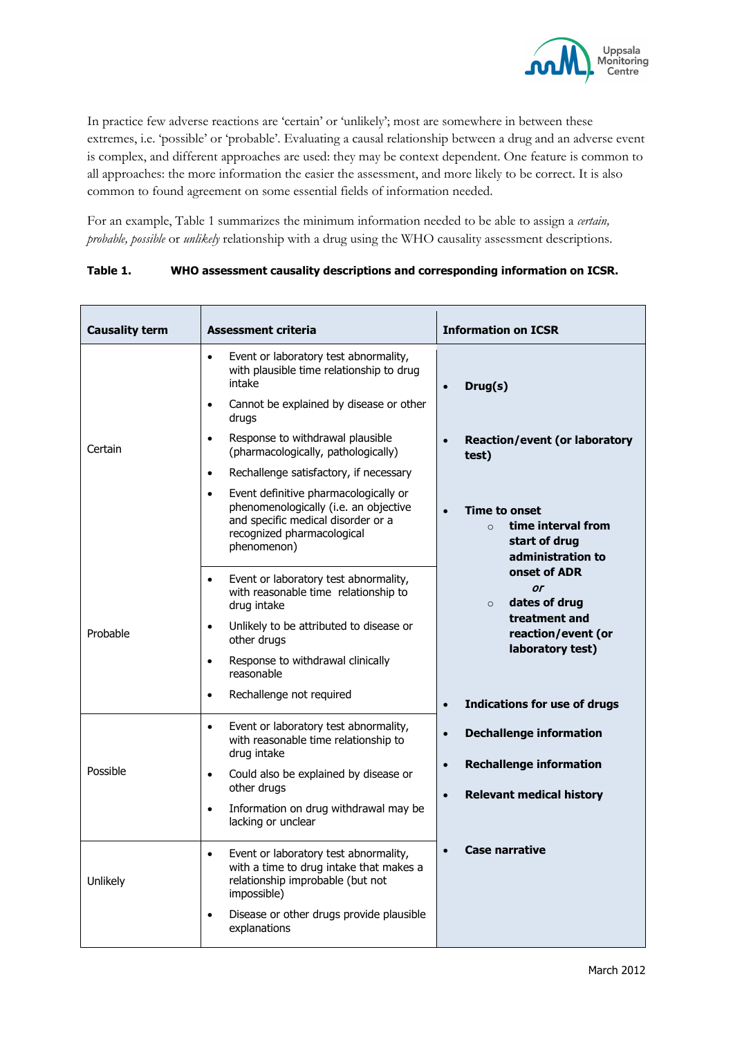In practice few adverse reactions are 'certain' or 'unlikely'; most are somewhere in between these extremes, i.e. 'possible' or 'probable'. Evaluating a causal relationship between a drug and an adverse event is complex, and different approaches are used: they may be context dependent. One feature is common to all approaches: the more information the easier the assessment, and more likely to be correct. It is also common to found agreement on some essential fields of information needed.

For an example, Table 1 summarizes the minimum information needed to be able to assign a *certain, probable, possible* or *unlikely* relationship with a drug using the WHO causality assessment descriptions.

**Table 1. WHO assessment causality descriptions and corresponding information on ICSR.**

| Causality term | Assessment criteria | Information on ICSR |
|---|---|---|
| Certain | • Event or laboratory test abnormality, with plausible time relationship to drug intake<br>• Cannot be explained by disease or other drugs<br>• Response to withdrawal plausible (pharmacologically, pathologically)<br>• Rechallenge satisfactory, if necessary<br>• Event definitive pharmacologically or phenomenologically (i.e. an objective and specific medical disorder or a recognized pharmacological phenomenon) | • **Drug(s)**<br>• **Reaction/event (or laboratory test)**<br>• **Time to onset**<br>  ○ **time interval from start of drug administration to onset of ADR**<br>  ***or***<br>  ○ **dates of drug treatment and reaction/event (or laboratory test)**<br>• **Indications for use of drugs**<br>• **Dechallenge information**<br>• **Rechallenge information**<br>• **Relevant medical history**<br>• **Case narrative** |
| Probable | • Event or laboratory test abnormality, with reasonable time relationship to drug intake<br>• Unlikely to be attributed to disease or other drugs<br>• Response to withdrawal clinically reasonable<br>• Rechallenge not required | |
| Possible | • Event or laboratory test abnormality, with reasonable time relationship to drug intake<br>• Could also be explained by disease or other drugs<br>• Information on drug withdrawal may be lacking or unclear | |
| Unlikely | • Event or laboratory test abnormality, with a time to drug intake that makes a relationship improbable (but not impossible)<br>• Disease or other drugs provide plausible explanations | |

March 2012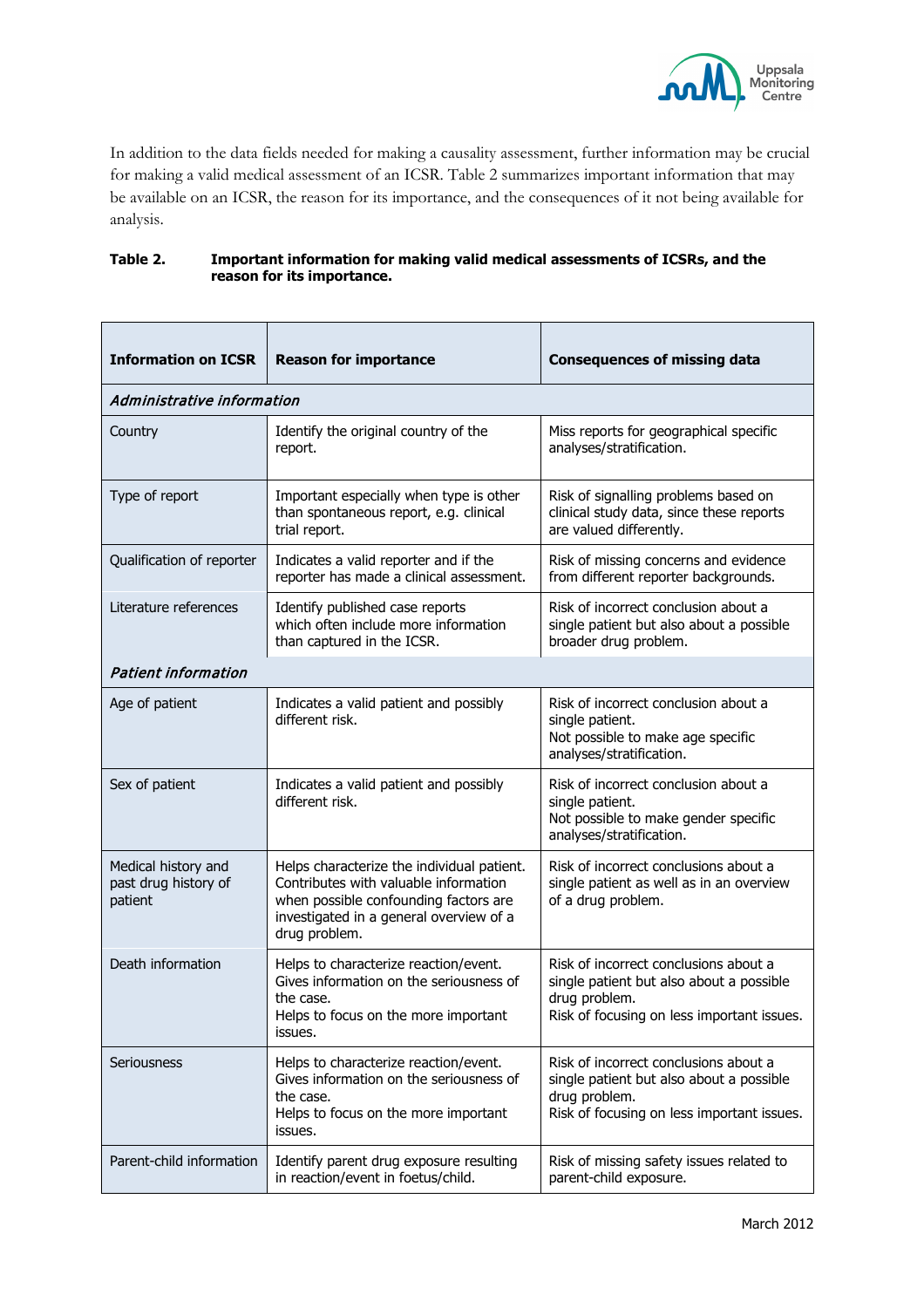In addition to the data fields needed for making a causality assessment, further information may be crucial for making a valid medical assessment of an ICSR. Table 2 summarizes important information that may be available on an ICSR, the reason for its importance, and the consequences of it not being available for analysis.

**Table 2. Important information for making valid medical assessments of ICSRs, and the reason for its importance.**

| Information on ICSR | Reason for importance | Consequences of missing data |
|---|---|---|
| ***Administrative information*** | | |
| Country | Identify the original country of the report. | Miss reports for geographical specific analyses/stratification. |
| Type of report | Important especially when type is other than spontaneous report, e.g. clinical trial report. | Risk of signalling problems based on clinical study data, since these reports are valued differently. |
| Qualification of reporter | Indicates a valid reporter and if the reporter has made a clinical assessment. | Risk of missing concerns and evidence from different reporter backgrounds. |
| Literature references | Identify published case reports which often include more information than captured in the ICSR. | Risk of incorrect conclusion about a single patient but also about a possible broader drug problem. |
| ***Patient information*** | | |
| Age of patient | Indicates a valid patient and possibly different risk. | Risk of incorrect conclusion about a single patient.<br>Not possible to make age specific analyses/stratification. |
| Sex of patient | Indicates a valid patient and possibly different risk. | Risk of incorrect conclusion about a single patient.<br>Not possible to make gender specific analyses/stratification. |
| Medical history and past drug history of patient | Helps characterize the individual patient. Contributes with valuable information when possible confounding factors are investigated in a general overview of a drug problem. | Risk of incorrect conclusions about a single patient as well as in an overview of a drug problem. |
| Death information | Helps to characterize reaction/event. Gives information on the seriousness of the case.<br>Helps to focus on the more important issues. | Risk of incorrect conclusions about a single patient but also about a possible drug problem.<br>Risk of focusing on less important issues. |
| Seriousness | Helps to characterize reaction/event. Gives information on the seriousness of the case.<br>Helps to focus on the more important issues. | Risk of incorrect conclusions about a single patient but also about a possible drug problem.<br>Risk of focusing on less important issues. |
| Parent-child information | Identify parent drug exposure resulting in reaction/event in foetus/child. | Risk of missing safety issues related to parent-child exposure. |

March 2012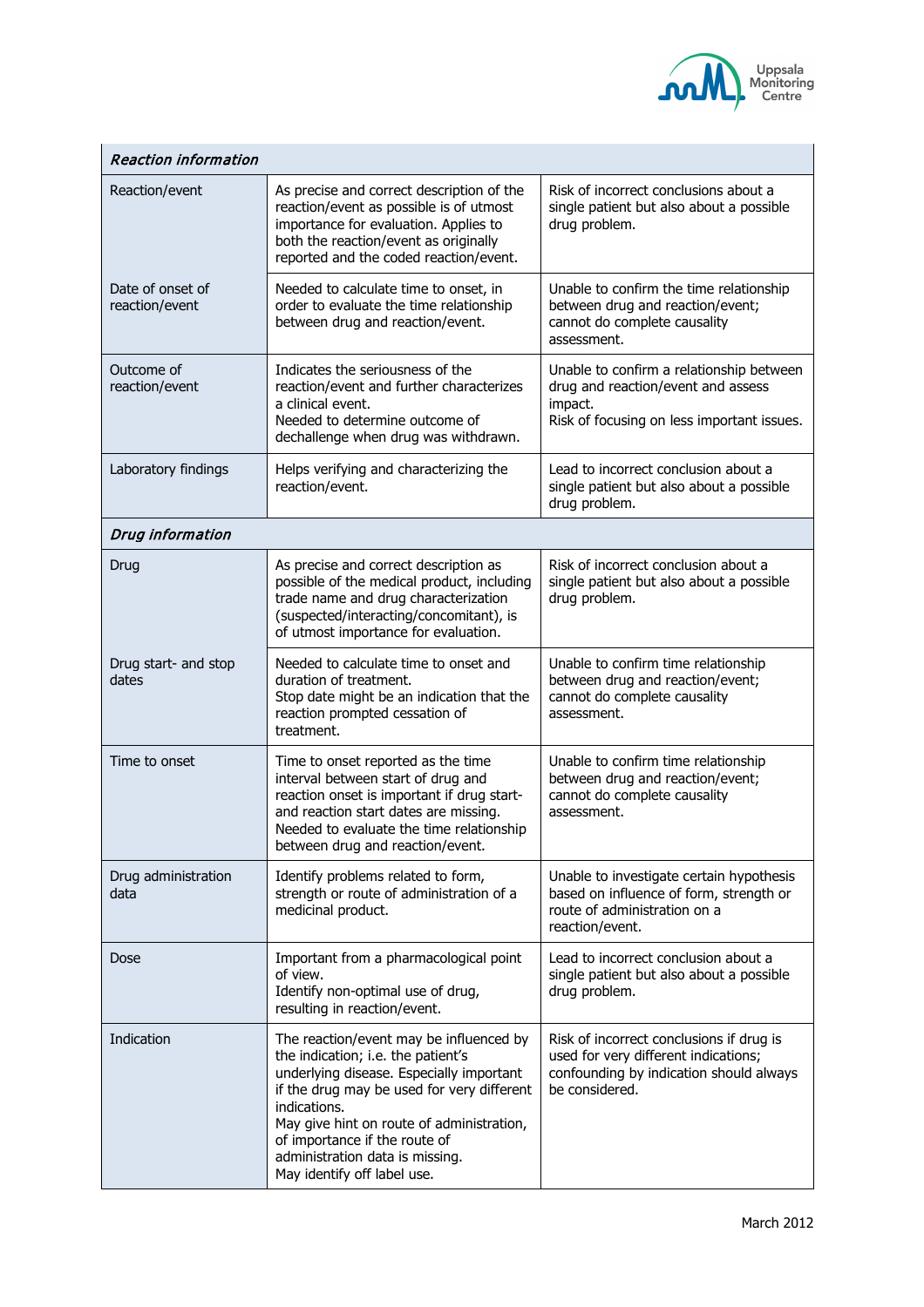| *Reaction information* | | |
|---|---|---|
| Reaction/event | As precise and correct description of the reaction/event as possible is of utmost importance for evaluation. Applies to both the reaction/event as originally reported and the coded reaction/event. | Risk of incorrect conclusions about a single patient but also about a possible drug problem. |
| Date of onset of reaction/event | Needed to calculate time to onset, in order to evaluate the time relationship between drug and reaction/event. | Unable to confirm the time relationship between drug and reaction/event; cannot do complete causality assessment. |
| Outcome of reaction/event | Indicates the seriousness of the reaction/event and further characterizes a clinical event.<br>Needed to determine outcome of dechallenge when drug was withdrawn. | Unable to confirm a relationship between drug and reaction/event and assess impact.<br>Risk of focusing on less important issues. |
| Laboratory findings | Helps verifying and characterizing the reaction/event. | Lead to incorrect conclusion about a single patient but also about a possible drug problem. |
| *Drug information* | | |
| Drug | As precise and correct description as possible of the medical product, including trade name and drug characterization (suspected/interacting/concomitant), is of utmost importance for evaluation. | Risk of incorrect conclusion about a single patient but also about a possible drug problem. |
| Drug start- and stop dates | Needed to calculate time to onset and duration of treatment.<br>Stop date might be an indication that the reaction prompted cessation of treatment. | Unable to confirm time relationship between drug and reaction/event; cannot do complete causality assessment. |
| Time to onset | Time to onset reported as the time interval between start of drug and reaction onset is important if drug start- and reaction start dates are missing. Needed to evaluate the time relationship between drug and reaction/event. | Unable to confirm time relationship between drug and reaction/event; cannot do complete causality assessment. |
| Drug administration data | Identify problems related to form, strength or route of administration of a medicinal product. | Unable to investigate certain hypothesis based on influence of form, strength or route of administration on a reaction/event. |
| Dose | Important from a pharmacological point of view.<br>Identify non-optimal use of drug, resulting in reaction/event. | Lead to incorrect conclusion about a single patient but also about a possible drug problem. |
| Indication | The reaction/event may be influenced by the indication; i.e. the patient's underlying disease. Especially important if the drug may be used for very different indications.<br>May give hint on route of administration, of importance if the route of administration data is missing.<br>May identify off label use. | Risk of incorrect conclusions if drug is used for very different indications; confounding by indication should always be considered. |

March 2012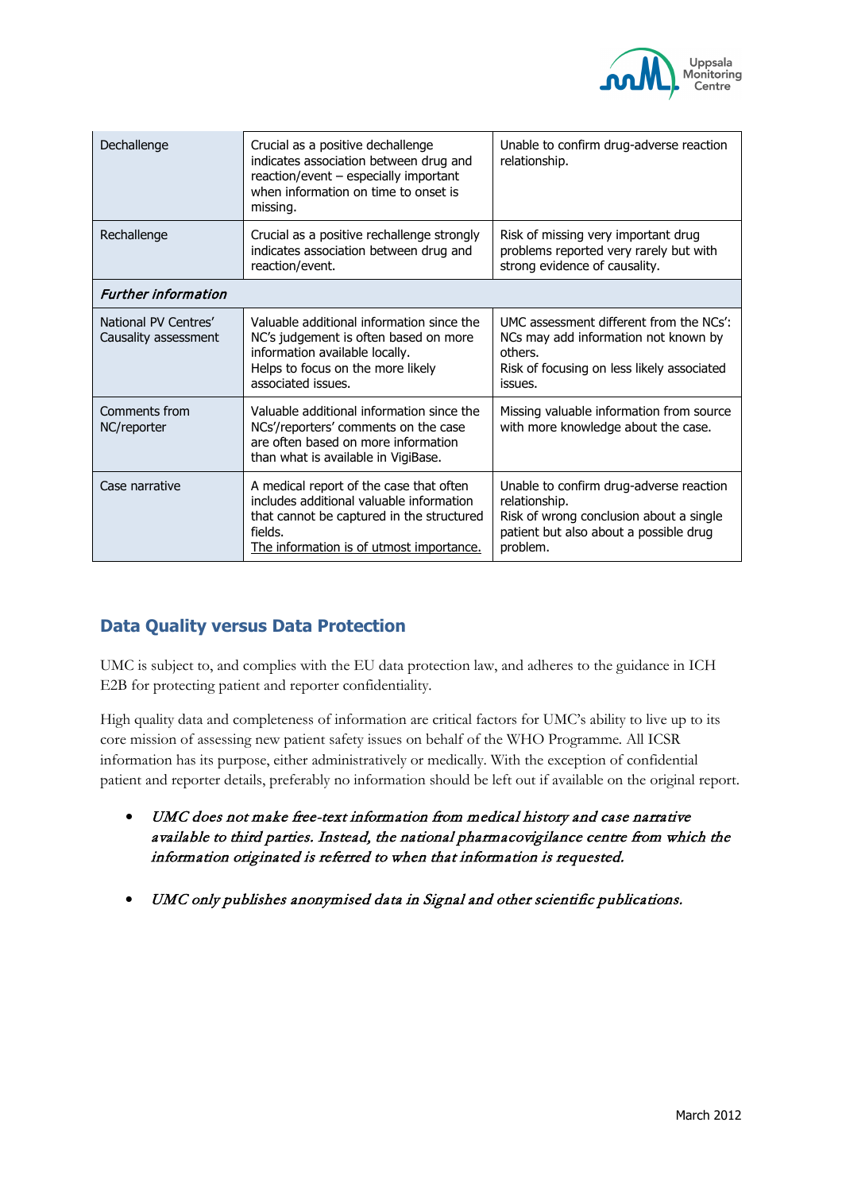| | | |
|---|---|---|
| Dechallenge | Crucial as a positive dechallenge indicates association between drug and reaction/event – especially important when information on time to onset is missing. | Unable to confirm drug-adverse reaction relationship. |
| Rechallenge | Crucial as a positive rechallenge strongly indicates association between drug and reaction/event. | Risk of missing very important drug problems reported very rarely but with strong evidence of causality. |
| ***Further information*** | | |
| National PV Centres' Causality assessment | Valuable additional information since the NC's judgement is often based on more information available locally.<br>Helps to focus on the more likely associated issues. | UMC assessment different from the NCs': NCs may add information not known by others.<br>Risk of focusing on less likely associated issues. |
| Comments from NC/reporter | Valuable additional information since the NCs'/reporters' comments on the case are often based on more information than what is available in VigiBase. | Missing valuable information from source with more knowledge about the case. |
| Case narrative | A medical report of the case that often includes additional valuable information that cannot be captured in the structured fields.<br>The information is of utmost importance. | Unable to confirm drug-adverse reaction relationship.<br>Risk of wrong conclusion about a single patient but also about a possible drug problem. |

## Data Quality versus Data Protection

UMC is subject to, and complies with the EU data protection law, and adheres to the guidance in ICH E2B for protecting patient and reporter confidentiality.

High quality data and completeness of information are critical factors for UMC's ability to live up to its core mission of assessing new patient safety issues on behalf of the WHO Programme. All ICSR information has its purpose, either administratively or medically. With the exception of confidential patient and reporter details, preferably no information should be left out if available on the original report.

- *UMC does not make free-text information from medical history and case narrative available to third parties. Instead, the national pharmacovigilance centre from which the information originated is referred to when that information is requested.*
- *UMC only publishes anonymised data in Signal and other scientific publications.*

March 2012